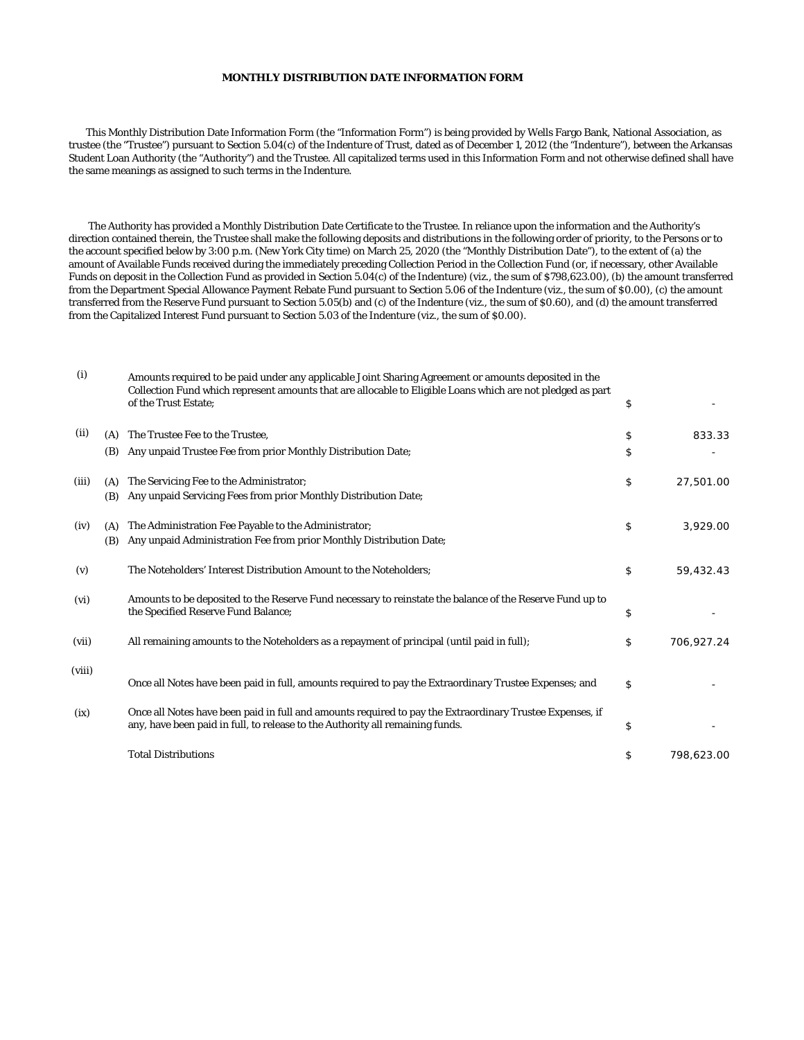# MONTHLY DISTRIBUTION DATE INFORMATION FORM

This Monthly Distribution Date Information Form (the "Information Form") is being provided by Wells Fargo Bank, National Association, as trustee (the "Trustee") pursuant to Section 5.04(c) of the Indenture of Trust, dated as of December 1, 2012 (the "Indenture"), between the Arkansas Student Loan Authority (the "Authority") and the Trustee. All capitalized terms used in this Information Form and not otherwise defined shall have the same meanings as assigned to such terms in the Indenture.

The Authority has provided a Monthly Distribution Date Certificate to the Trustee. In reliance upon the information and the Authority's direction contained therein, the Trustee shall make the following deposits and distributions in the following order of priority, to the Persons or to the account specified below by 3:00 p.m. (New York City time) on March 25, 2020 (the "Monthly Distribution Date"), to the extent of (a) the amount of Available Funds received during the immediately preceding Collection Period in the Collection Fund (or, if necessary, other Available Funds on deposit in the Collection Fund as provided in Section 5.04(c) of the Indenture) (viz., the sum of $798,623.00), (b) the amount transferred from the Department Special Allowance Payment Rebate Fund pursuant to Section 5.06 of the Indenture (viz., the sum of $0.00), (c) the amount transferred from the Reserve Fund pursuant to Section 5.05(b) and (c) of the Indenture (viz., the sum of $0.60), and (d) the amount transferred from the Capitalized Interest Fund pursuant to Section 5.03 of the Indenture (viz., the sum of $0.00).

| | | | | |
|---|---|---|---|---|
| (i) | | Amounts required to be paid under any applicable Joint Sharing Agreement or amounts deposited in the Collection Fund which represent amounts that are allocable to Eligible Loans which are not pledged as part of the Trust Estate; | $ | - |
| (ii) | (A) | The Trustee Fee to the Trustee, | $ | 833.33 |
| | (B) | Any unpaid Trustee Fee from prior Monthly Distribution Date; | $ | - |
| (iii) | (A) | The Servicing Fee to the Administrator; | $ | 27,501.00 |
| | (B) | Any unpaid Servicing Fees from prior Monthly Distribution Date; | | |
| (iv) | (A) | The Administration Fee Payable to the Administrator; | $ | 3,929.00 |
| | (B) | Any unpaid Administration Fee from prior Monthly Distribution Date; | | |
| (v) | | The Noteholders' Interest Distribution Amount to the Noteholders; | $ | 59,432.43 |
| (vi) | | Amounts to be deposited to the Reserve Fund necessary to reinstate the balance of the Reserve Fund up to the Specified Reserve Fund Balance; | $ | - |
| (vii) | | All remaining amounts to the Noteholders as a repayment of principal (until paid in full); | $ | 706,927.24 |
| (viii) | | Once all Notes have been paid in full, amounts required to pay the Extraordinary Trustee Expenses; and | $ | - |
| (ix) | | Once all Notes have been paid in full and amounts required to pay the Extraordinary Trustee Expenses, if any, have been paid in full, to release to the Authority all remaining funds. | $ | - |
| | | Total Distributions | $ | 798,623.00 |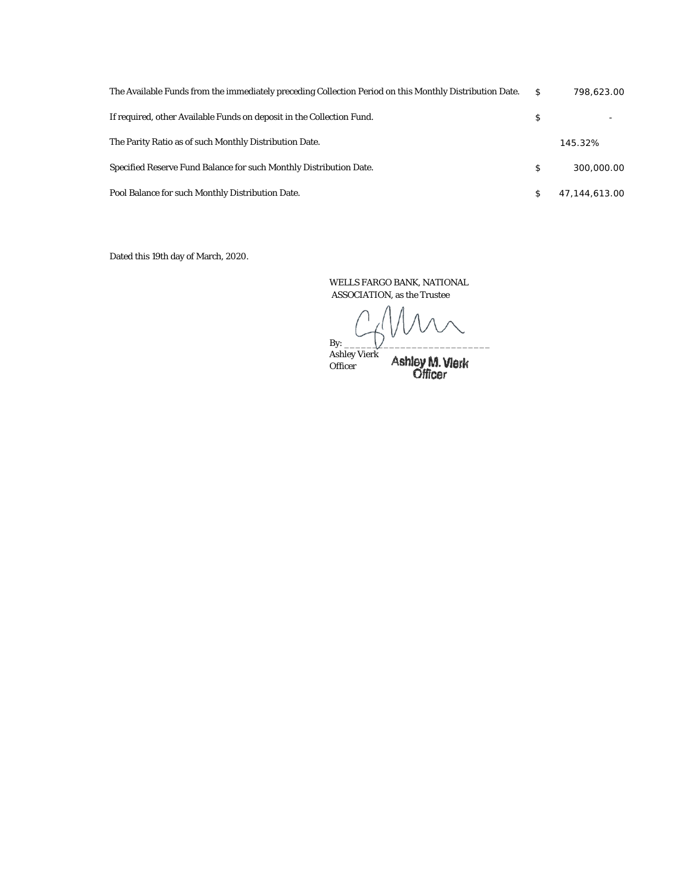| | | |
|---|---|---|
| The Available Funds from the immediately preceding Collection Period on this Monthly Distribution Date. | $ | 798,623.00 |
| If required, other Available Funds on deposit in the Collection Fund. | $ | - |
| The Parity Ratio as of such Monthly Distribution Date. | | 145.32% |
| Specified Reserve Fund Balance for such Monthly Distribution Date. | $ | 300,000.00 |
| Pool Balance for such Monthly Distribution Date. | $ | 47,144,613.00 |

Dated this 19th day of March, 2020.

WELLS FARGO BANK, NATIONAL ASSOCIATION, as the Trustee

By: ____________________________
Ashley Vierk
Officer

Ashley M. Vierk
Officer